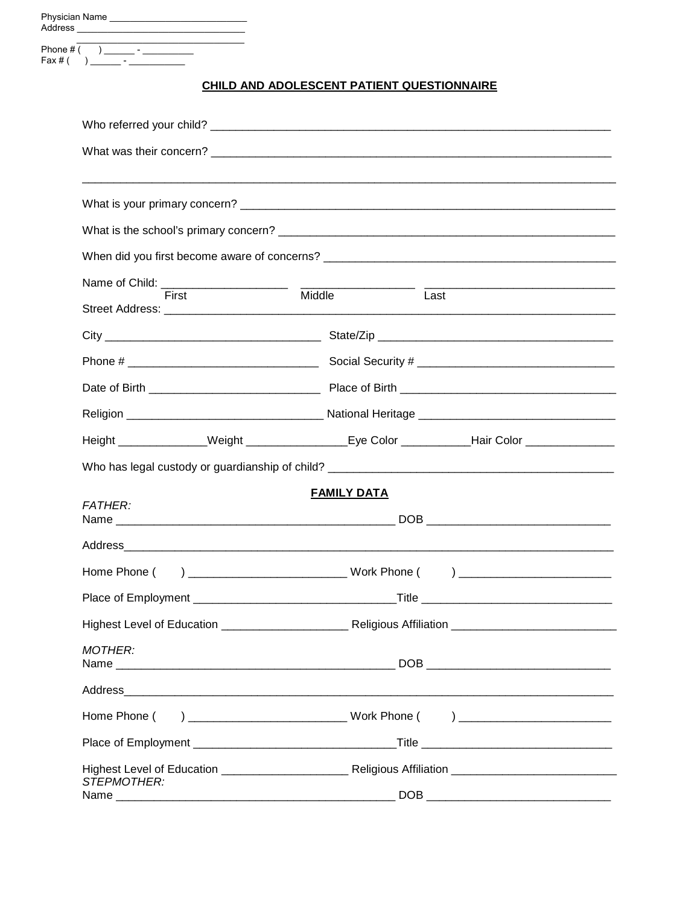Physician Name ___________________________
Address _________________________________
_________________________________
Phone # (     ) ______ - __________
Fax # (     ) _______ - ___________

## CHILD AND ADOLESCENT PATIENT QUESTIONNAIRE

Who referred your child? _________________________________________________________________

What was their concern? _________________________________________________________________

_____________________________________________________________________________________

What is your primary concern? _____________________________________________________________

What is the school's primary concern? _______________________________________________________

When did you first become aware of concerns? _______________________________________________

Name of Child: ____________________ __________________ ______________________________
First Middle Last

Street Address: _________________________________________________________________________

City __________________________________ State/Zip ______________________________________

Phone # ______________________________ Social Security # ________________________________

Date of Birth ___________________________ Place of Birth __________________________________

Religion _______________________________ National Heritage _______________________________

Height ______________Weight ________________Eye Color ___________Hair Color ______________

Who has legal custody or guardianship of child? _____________________________________________

### FAMILY DATA

*FATHER:*

Name ____________________________________________ DOB _____________________________

Address_________________________________________________________________________

Home Phone (     ) _________________________ Work Phone (     ) ________________________

Place of Employment ________________________________Title ______________________________

Highest Level of Education ____________________ Religious Affiliation __________________________

*MOTHER:*

Name ____________________________________________ DOB _____________________________

Address_________________________________________________________________________

Home Phone (     ) _________________________ Work Phone (     ) ________________________

Place of Employment ________________________________Title ______________________________

Highest Level of Education ____________________ Religious Affiliation __________________________

*STEPMOTHER:*

Name ____________________________________________ DOB _____________________________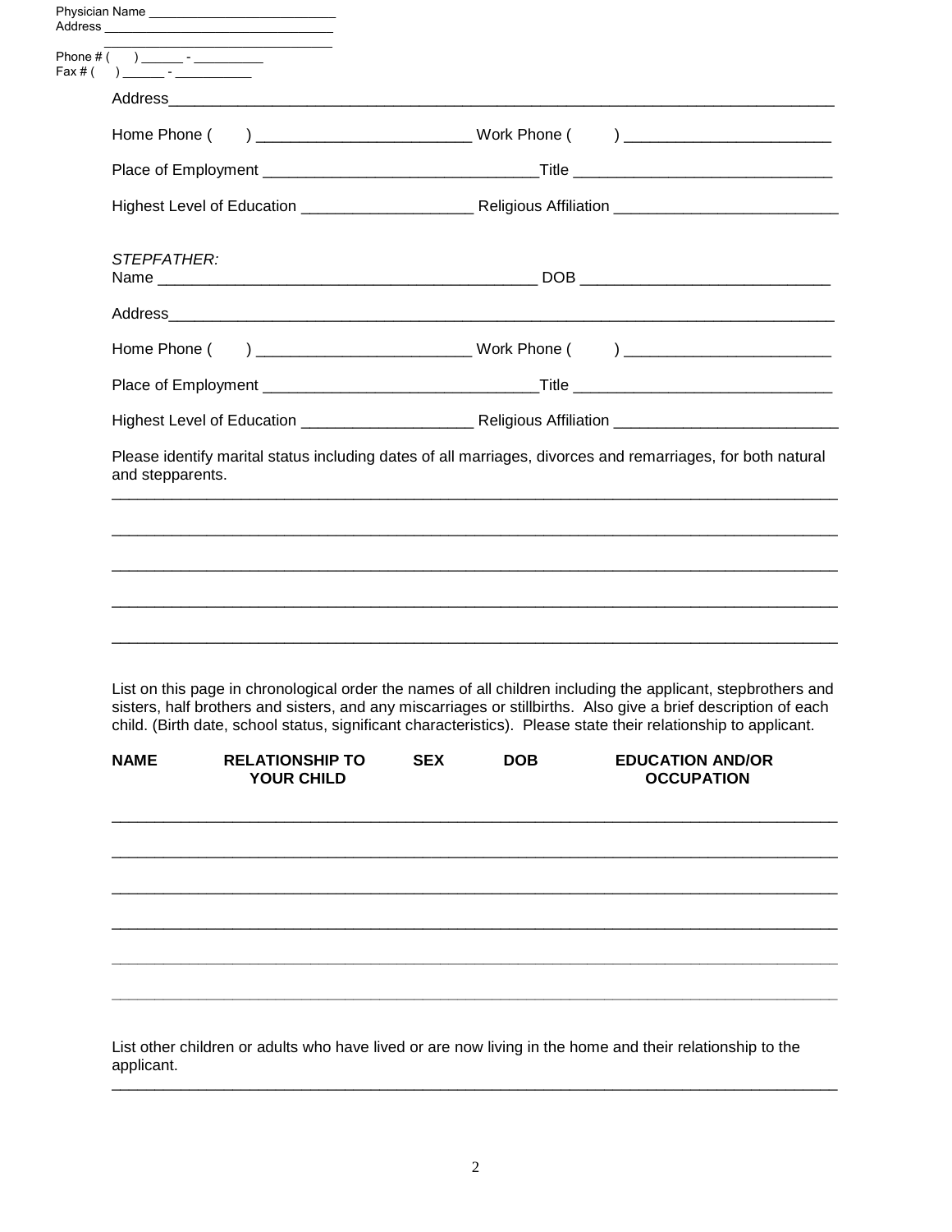Physician Name ___________________________
Address ________________________________
________________________________
Phone # (     ) ______ - __________
Fax # (     ) ______ - ___________

Address_______________________________________________________________________________

Home Phone (     ) ________________________ Work Phone (     ) ________________________

Place of Employment ______________________________Title ____________________________

Highest Level of Education ___________________ Religious Affiliation ________________________

*STEPFATHER:*

Name __________________________________________ DOB ___________________________

Address_______________________________________________________________________________

Home Phone (     ) ________________________ Work Phone (     ) ________________________

Place of Employment ______________________________Title ____________________________

Highest Level of Education ___________________ Religious Affiliation ________________________

Please identify marital status including dates of all marriages, divorces and remarriages, for both natural and stepparents.

_______________________________________________________________________________

_______________________________________________________________________________

_______________________________________________________________________________

_______________________________________________________________________________

_______________________________________________________________________________

List on this page in chronological order the names of all children including the applicant, stepbrothers and sisters, half brothers and sisters, and any miscarriages or stillbirths. Also give a brief description of each child. (Birth date, school status, significant characteristics). Please state their relationship to applicant.

| NAME | RELATIONSHIP TO YOUR CHILD | SEX | DOB | EDUCATION AND/OR OCCUPATION |
|---|---|---|---|---|
| | | | | |
| | | | | |
| | | | | |
| | | | | |
| | | | | |
| | | | | |

List other children or adults who have lived or are now living in the home and their relationship to the applicant.

_______________________________________________________________________________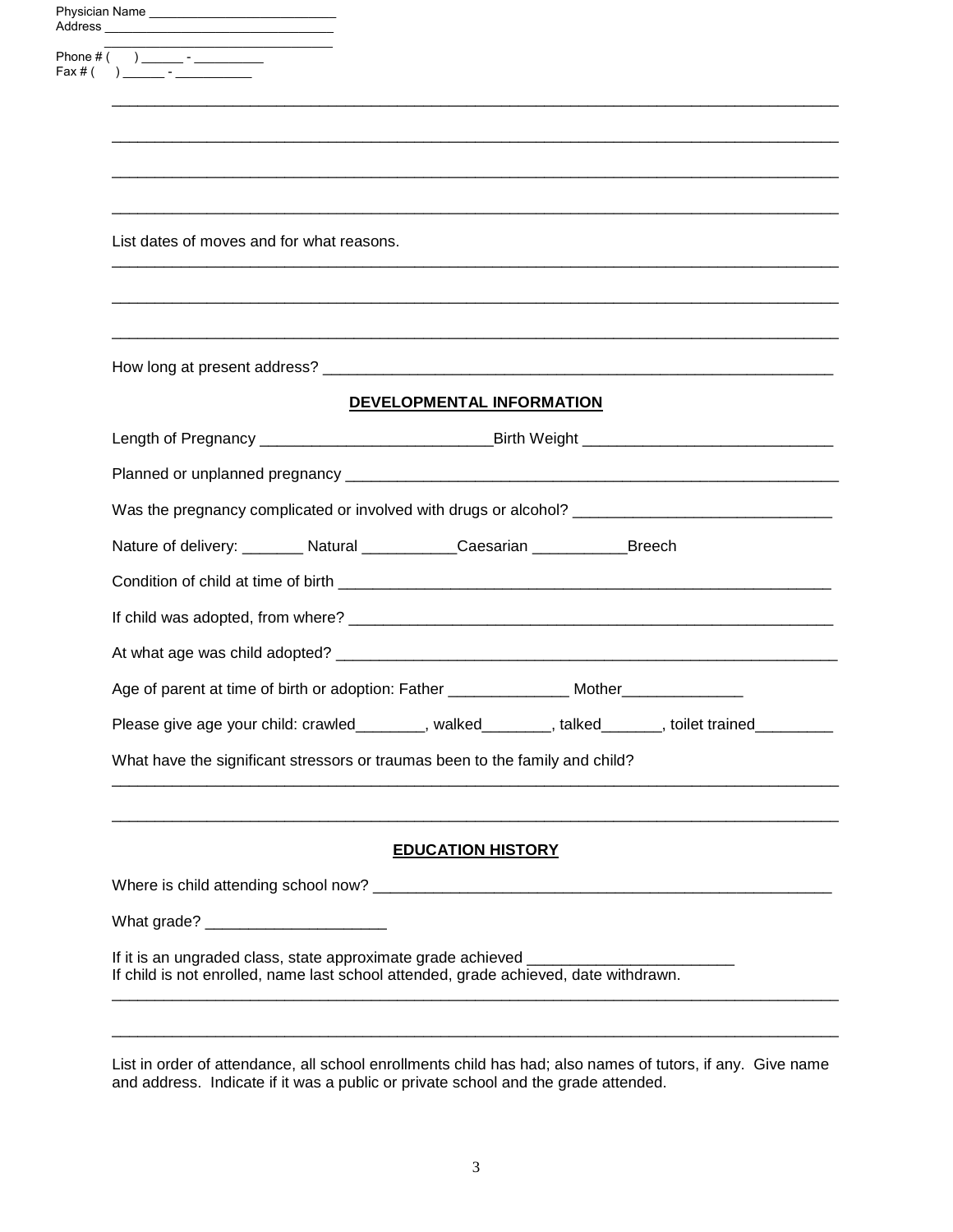Physician Name ___________________________
Address ________________________________
________________________________
Phone # (     ) ______ - __________
Fax # (     ) ______ - ___________

_______________________________________________________________________________

_______________________________________________________________________________

_______________________________________________________________________________

_______________________________________________________________________________

List dates of moves and for what reasons.

_______________________________________________________________________________

_______________________________________________________________________________

_______________________________________________________________________________

How long at present address? ____________________________________________________________

## DEVELOPMENTAL INFORMATION

Length of Pregnancy ___________________________Birth Weight _____________________________

Planned or unplanned pregnancy __________________________________________________________

Was the pregnancy complicated or involved with drugs or alcohol? ______________________________

Nature of delivery: _______ Natural ___________Caesarian ___________Breech

Condition of child at time of birth ____________________________________________________________

If child was adopted, from where? ____________________________________________________________

At what age was child adopted? ______________________________________________________________

Age of parent at time of birth or adoption: Father ______________ Mother______________

Please give age your child: crawled________, walked________, talked_______, toilet trained_________

What have the significant stressors or traumas been to the family and child?

_______________________________________________________________________________

_______________________________________________________________________________

## EDUCATION HISTORY

Where is child attending school now? _______________________________________________________

What grade? _____________________

If it is an ungraded class, state approximate grade achieved ________________________
If child is not enrolled, name last school attended, grade achieved, date withdrawn.

_______________________________________________________________________________

_______________________________________________________________________________

List in order of attendance, all school enrollments child has had; also names of tutors, if any. Give name and address. Indicate if it was a public or private school and the grade attended.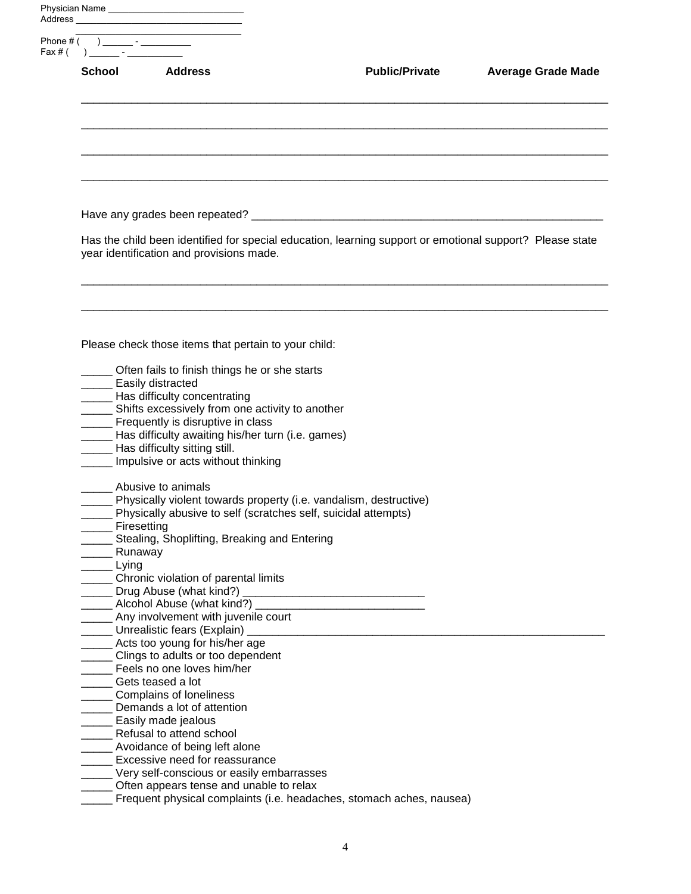Physician Name ___________________________
Address ________________________________
________________________________
Phone # (     ) ______ - __________
Fax # (     ) ______ - ___________

| School | Address | Public/Private | Average Grade Made |
|---|---|---|---|
| | | | |
| | | | |
| | | | |
| | | | |

Have any grades been repeated? ____________________________________________________________

Has the child been identified for special education, learning support or emotional support? Please state year identification and provisions made.

________________________________________________________________________________________

________________________________________________________________________________________

Please check those items that pertain to your child:

_____ Often fails to finish things he or she starts
_____ Easily distracted
_____ Has difficulty concentrating
_____ Shifts excessively from one activity to another
_____ Frequently is disruptive in class
_____ Has difficulty awaiting his/her turn (i.e. games)
_____ Has difficulty sitting still.
_____ Impulsive or acts without thinking

_____ Abusive to animals
_____ Physically violent towards property (i.e. vandalism, destructive)
_____ Physically abusive to self (scratches self, suicidal attempts)
_____ Firesetting
_____ Stealing, Shoplifting, Breaking and Entering
_____ Runaway
_____ Lying
_____ Chronic violation of parental limits
_____ Drug Abuse (what kind?) ______________________________
_____ Alcohol Abuse (what kind?) ____________________________
_____ Any involvement with juvenile court
_____ Unrealistic fears (Explain) ____________________________________________________________
_____ Acts too young for his/her age
_____ Clings to adults or too dependent
_____ Feels no one loves him/her
_____ Gets teased a lot
_____ Complains of loneliness
_____ Demands a lot of attention
_____ Easily made jealous
_____ Refusal to attend school
_____ Avoidance of being left alone
_____ Excessive need for reassurance
_____ Very self-conscious or easily embarrasses
_____ Often appears tense and unable to relax
_____ Frequent physical complaints (i.e. headaches, stomach aches, nausea)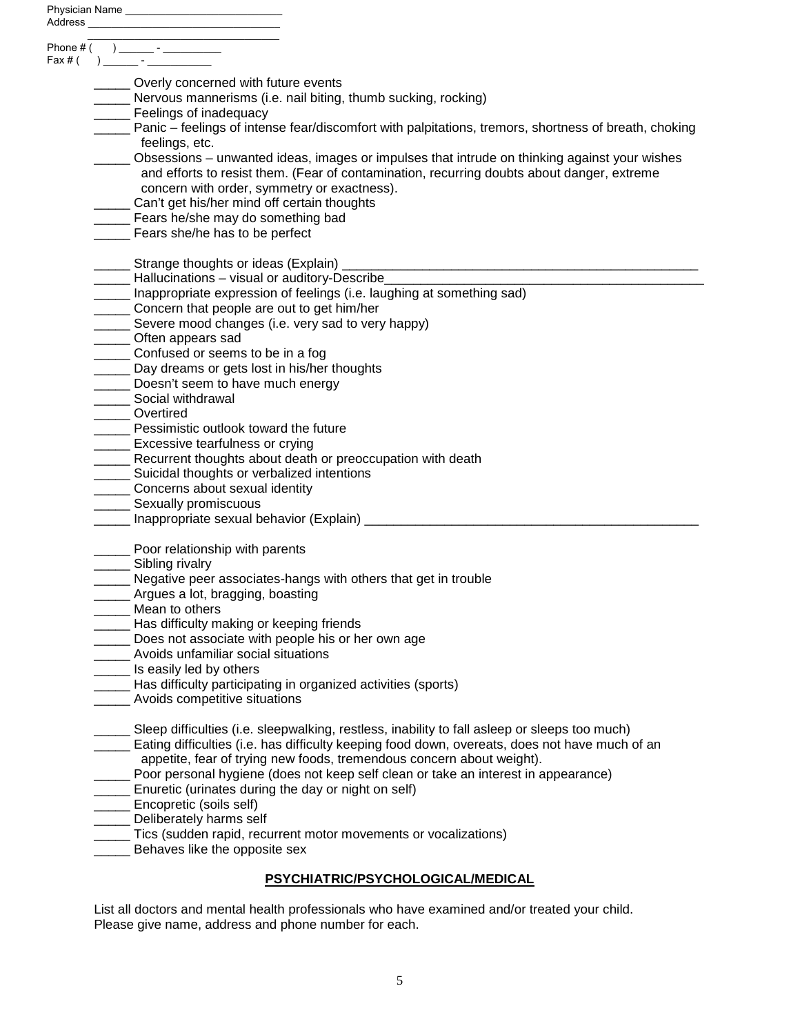Physician Name ___________________________
Address _________________________________
_________________________________
Phone # (     ) ______ - __________
Fax # (     ) ______ - ___________

_____ Overly concerned with future events
_____ Nervous mannerisms (i.e. nail biting, thumb sucking, rocking)
_____ Feelings of inadequacy
_____ Panic – feelings of intense fear/discomfort with palpitations, tremors, shortness of breath, choking feelings, etc.
_____ Obsessions – unwanted ideas, images or impulses that intrude on thinking against your wishes and efforts to resist them. (Fear of contamination, recurring doubts about danger, extreme concern with order, symmetry or exactness).
_____ Can't get his/her mind off certain thoughts
_____ Fears he/she may do something bad
_____ Fears she/he has to be perfect

_____ Strange thoughts or ideas (Explain) ____________________________________________________
_____ Hallucinations – visual or auditory-Describe_________________________________________________
_____ Inappropriate expression of feelings (i.e. laughing at something sad)
_____ Concern that people are out to get him/her
_____ Severe mood changes (i.e. very sad to very happy)
_____ Often appears sad
_____ Confused or seems to be in a fog
_____ Day dreams or gets lost in his/her thoughts
_____ Doesn't seem to have much energy
_____ Social withdrawal
_____ Overtired
_____ Pessimistic outlook toward the future
_____ Excessive tearfulness or crying
_____ Recurrent thoughts about death or preoccupation with death
_____ Suicidal thoughts or verbalized intentions
_____ Concerns about sexual identity
_____ Sexually promiscuous
_____ Inappropriate sexual behavior (Explain) ________________________________________________

_____ Poor relationship with parents
_____ Sibling rivalry
_____ Negative peer associates-hangs with others that get in trouble
_____ Argues a lot, bragging, boasting
_____ Mean to others
_____ Has difficulty making or keeping friends
_____ Does not associate with people his or her own age
_____ Avoids unfamiliar social situations
_____ Is easily led by others
_____ Has difficulty participating in organized activities (sports)
_____ Avoids competitive situations

_____ Sleep difficulties (i.e. sleepwalking, restless, inability to fall asleep or sleeps too much)
_____ Eating difficulties (i.e. has difficulty keeping food down, overeats, does not have much of an appetite, fear of trying new foods, tremendous concern about weight).
_____ Poor personal hygiene (does not keep self clean or take an interest in appearance)
_____ Enuretic (urinates during the day or night on self)
_____ Encopretic (soils self)
_____ Deliberately harms self
_____ Tics (sudden rapid, recurrent motor movements or vocalizations)
_____ Behaves like the opposite sex

## PSYCHIATRIC/PSYCHOLOGICAL/MEDICAL

List all doctors and mental health professionals who have examined and/or treated your child. Please give name, address and phone number for each.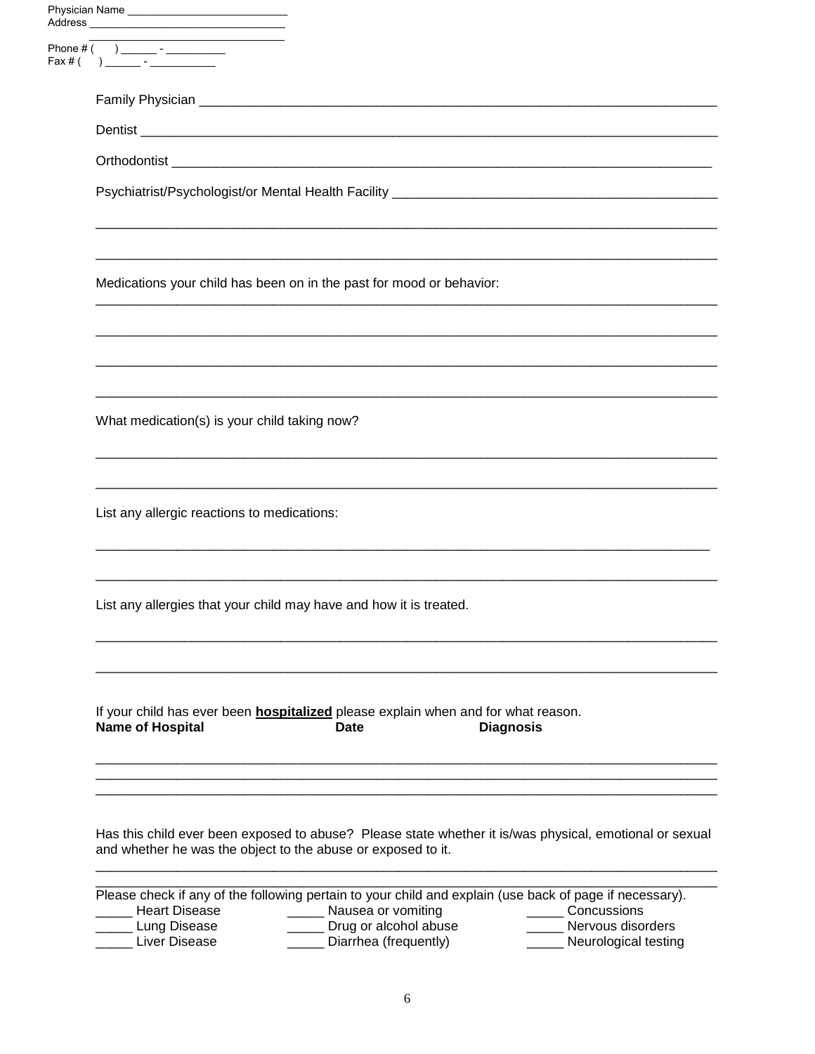Physician Name ___________________________
Address _________________________________
_________________________________
Phone # (      ) ______ - __________
Fax # (      ) ______ - ___________

Family Physician ___________________________________________________________________________

Dentist ___________________________________________________________________________________

Orthodontist ______________________________________________________________________________

Psychiatrist/Psychologist/or Mental Health Facility _____________________________________________

___________________________________________________________________________________________

___________________________________________________________________________________________

Medications your child has been on in the past for mood or behavior:

___________________________________________________________________________________________

___________________________________________________________________________________________

___________________________________________________________________________________________

___________________________________________________________________________________________

What medication(s) is your child taking now?

___________________________________________________________________________________________

___________________________________________________________________________________________

List any allergic reactions to medications:

___________________________________________________________________________________________

___________________________________________________________________________________________

List any allergies that your child may have and how it is treated.

___________________________________________________________________________________________

___________________________________________________________________________________________

If your child has ever been **hospitalized** please explain when and for what reason.

**Name of Hospital** **Date** **Diagnosis**

___________________________________________________________________________________________
___________________________________________________________________________________________
___________________________________________________________________________________________

Has this child ever been exposed to abuse? Please state whether it is/was physical, emotional or sexual and whether he was the object to the abuse or exposed to it.

___________________________________________________________________________________________
___________________________________________________________________________________________

Please check if any of the following pertain to your child and explain (use back of page if necessary).

_____ Heart Disease
_____ Lung Disease
_____ Liver Disease
_____ Nausea or vomiting
_____ Drug or alcohol abuse
_____ Diarrhea (frequently)
_____ Concussions
_____ Nervous disorders
_____ Neurological testing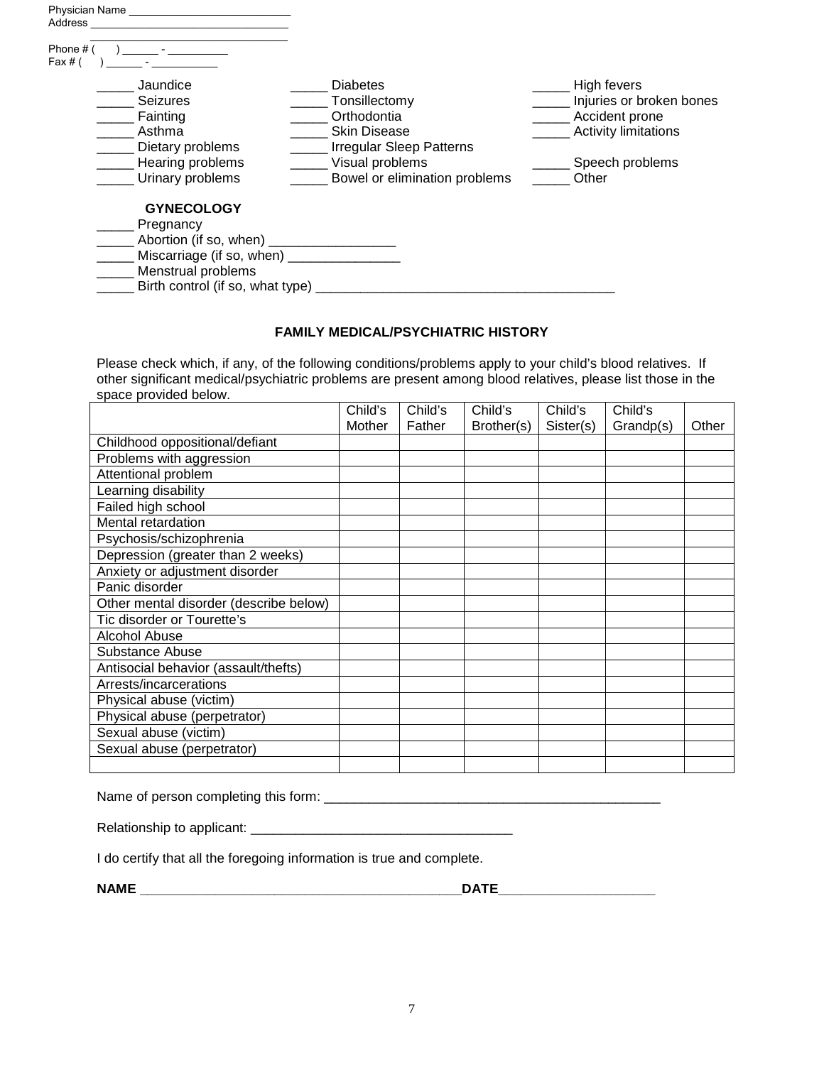Physician Name ___________________________
Address ________________________________
________________________________
Phone # (    ) ______ - _________
Fax # (    ) ______ - ___________

_____ Jaundice
_____ Seizures
_____ Fainting
_____ Asthma
_____ Dietary problems
_____ Hearing problems
_____ Urinary problems

_____ Diabetes
_____ Tonsillectomy
_____ Orthodontia
_____ Skin Disease
_____ Irregular Sleep Patterns
_____ Visual problems
_____ Bowel or elimination problems

_____ High fevers
_____ Injuries or broken bones
_____ Accident prone
_____ Activity limitations
_____ Speech problems
_____ Other

**GYNECOLOGY**

_____ Pregnancy
_____ Abortion (if so, when) _________________
_____ Miscarriage (if so, when) _______________
_____ Menstrual problems
_____ Birth control (if so, what type) ________________________________________

## FAMILY MEDICAL/PSYCHIATRIC HISTORY

Please check which, if any, of the following conditions/problems apply to your child's blood relatives. If other significant medical/psychiatric problems are present among blood relatives, please list those in the space provided below.

| | Child's Mother | Child's Father | Child's Brother(s) | Child's Sister(s) | Child's Grandp(s) | Other |
|---|---|---|---|---|---|---|
| Childhood oppositional/defiant | | | | | | |
| Problems with aggression | | | | | | |
| Attentional problem | | | | | | |
| Learning disability | | | | | | |
| Failed high school | | | | | | |
| Mental retardation | | | | | | |
| Psychosis/schizophrenia | | | | | | |
| Depression (greater than 2 weeks) | | | | | | |
| Anxiety or adjustment disorder | | | | | | |
| Panic disorder | | | | | | |
| Other mental disorder (describe below) | | | | | | |
| Tic disorder or Tourette's | | | | | | |
| Alcohol Abuse | | | | | | |
| Substance Abuse | | | | | | |
| Antisocial behavior (assault/thefts) | | | | | | |
| Arrests/incarcerations | | | | | | |
| Physical abuse (victim) | | | | | | |
| Physical abuse (perpetrator) | | | | | | |
| Sexual abuse (victim) | | | | | | |
| Sexual abuse (perpetrator) | | | | | | |
| | | | | | | |

Name of person completing this form: ______________________________________________

Relationship to applicant: ___________________________________

I do certify that all the foregoing information is true and complete.

**NAME** ___________________________________________**DATE**_____________________